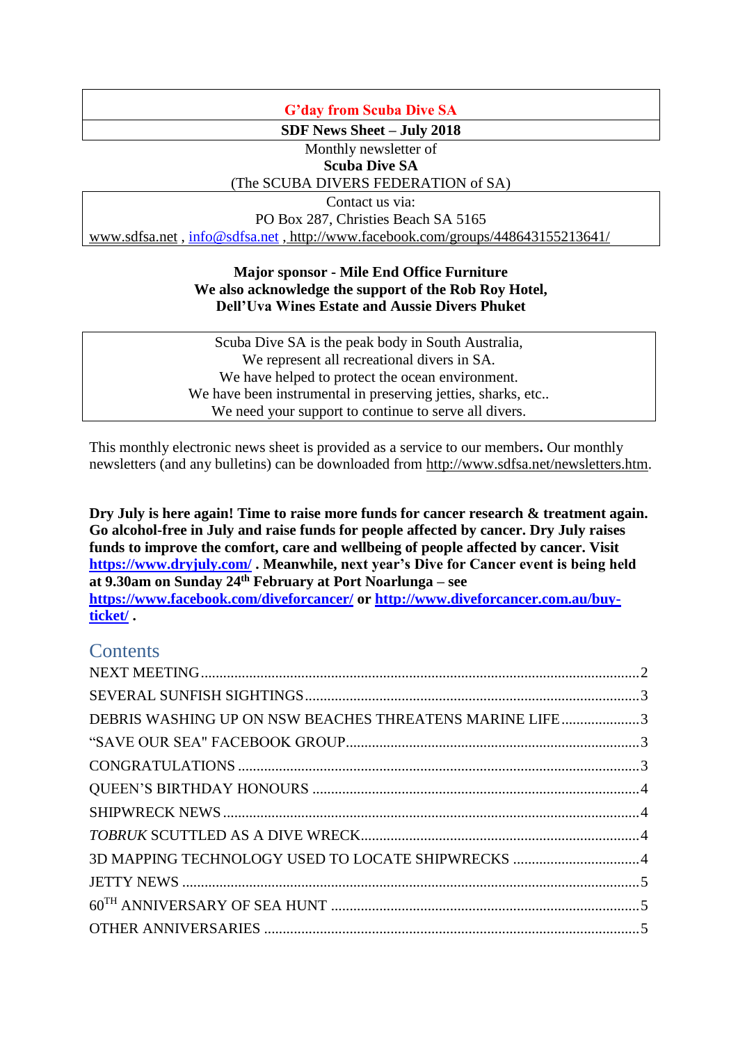**G'day from Scuba Dive SA**

**SDF News Sheet – July 2018**

Monthly newsletter of
**Scuba Dive SA**
(The SCUBA DIVERS FEDERATION of SA)

Contact us via:
PO Box 287, Christies Beach SA 5165
www.sdfsa.net , info@sdfsa.net , http://www.facebook.com/groups/448643155213641/

**Major sponsor - Mile End Office Furniture**
**We also acknowledge the support of the Rob Roy Hotel, Dell'Uva Wines Estate and Aussie Divers Phuket**

Scuba Dive SA is the peak body in South Australia,
We represent all recreational divers in SA.
We have helped to protect the ocean environment.
We have been instrumental in preserving jetties, sharks, etc..
We need your support to continue to serve all divers.

This monthly electronic news sheet is provided as a service to our members**.** Our monthly newsletters (and any bulletins) can be downloaded from http://www.sdfsa.net/newsletters.htm.

**Dry July is here again! Time to raise more funds for cancer research & treatment again. Go alcohol-free in July and raise funds for people affected by cancer. Dry July raises funds to improve the comfort, care and wellbeing of people affected by cancer. Visit https://www.dryjuly.com/ . Meanwhile, next year's Dive for Cancer event is being held at 9.30am on Sunday 24th February at Port Noarlunga – see https://www.facebook.com/diveforcancer/ or http://www.diveforcancer.com.au/buy-ticket/ .**

## Contents

- NEXT MEETING ..... 2
- SEVERAL SUNFISH SIGHTINGS ..... 3
- DEBRIS WASHING UP ON NSW BEACHES THREATENS MARINE LIFE ..... 3
- "SAVE OUR SEA" FACEBOOK GROUP ..... 3
- CONGRATULATIONS ..... 3
- QUEEN'S BIRTHDAY HONOURS ..... 4
- SHIPWRECK NEWS ..... 4
- *TOBRUK* SCUTTLED AS A DIVE WRECK ..... 4
- 3D MAPPING TECHNOLOGY USED TO LOCATE SHIPWRECKS ..... 4
- JETTY NEWS ..... 5
- 60TH ANNIVERSARY OF SEA HUNT ..... 5
- OTHER ANNIVERSARIES ..... 5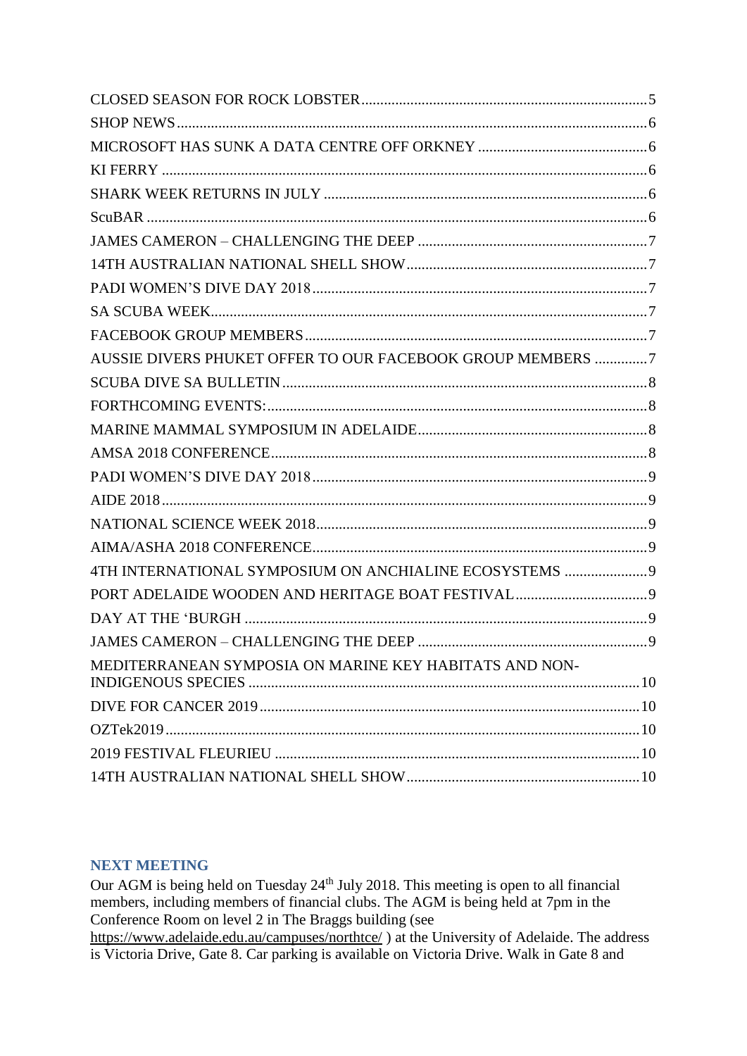CLOSED SEASON FOR ROCK LOBSTER....5
SHOP NEWS....6
MICROSOFT HAS SUNK A DATA CENTRE OFF ORKNEY....6
KI FERRY....6
SHARK WEEK RETURNS IN JULY....6
ScuBAR....6
JAMES CAMERON – CHALLENGING THE DEEP....7
14TH AUSTRALIAN NATIONAL SHELL SHOW....7
PADI WOMEN'S DIVE DAY 2018....7
SA SCUBA WEEK....7
FACEBOOK GROUP MEMBERS....7
AUSSIE DIVERS PHUKET OFFER TO OUR FACEBOOK GROUP MEMBERS....7
SCUBA DIVE SA BULLETIN....8
FORTHCOMING EVENTS:....8
MARINE MAMMAL SYMPOSIUM IN ADELAIDE....8
AMSA 2018 CONFERENCE....8
PADI WOMEN'S DIVE DAY 2018....9
AIDE 2018....9
NATIONAL SCIENCE WEEK 2018....9
AIMA/ASHA 2018 CONFERENCE....9
4TH INTERNATIONAL SYMPOSIUM ON ANCHIALINE ECOSYSTEMS....9
PORT ADELAIDE WOODEN AND HERITAGE BOAT FESTIVAL....9
DAY AT THE 'BURGH....9
JAMES CAMERON – CHALLENGING THE DEEP....9
MEDITERRANEAN SYMPOSIA ON MARINE KEY HABITATS AND NON-INDIGENOUS SPECIES....10
DIVE FOR CANCER 2019....10
OZTek2019....10
2019 FESTIVAL FLEURIEU....10
14TH AUSTRALIAN NATIONAL SHELL SHOW....10

## NEXT MEETING

Our AGM is being held on Tuesday 24th July 2018. This meeting is open to all financial members, including members of financial clubs. The AGM is being held at 7pm in the Conference Room on level 2 in The Braggs building (see https://www.adelaide.edu.au/campuses/northtce/ ) at the University of Adelaide. The address is Victoria Drive, Gate 8. Car parking is available on Victoria Drive. Walk in Gate 8 and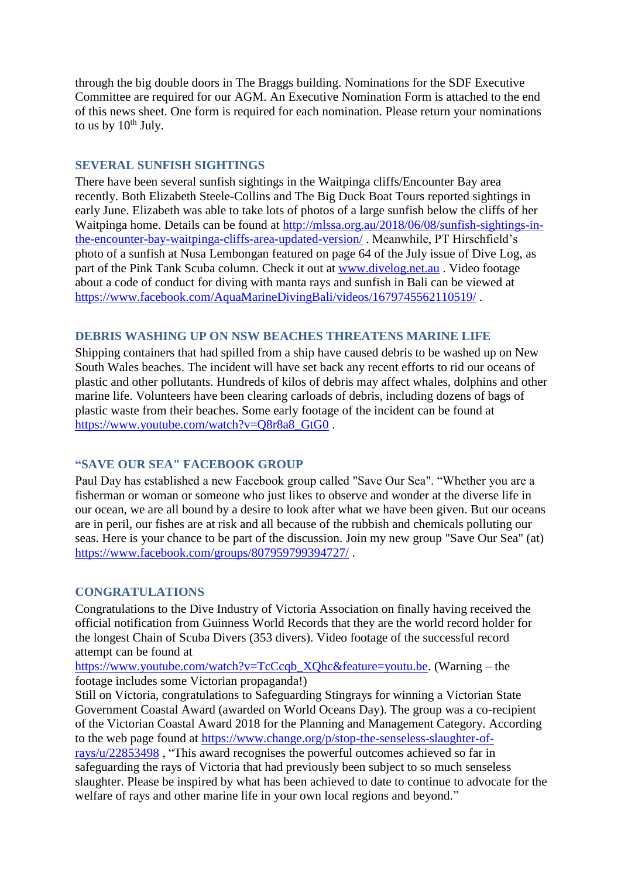through the big double doors in The Braggs building. Nominations for the SDF Executive Committee are required for our AGM. An Executive Nomination Form is attached to the end of this news sheet. One form is required for each nomination. Please return your nominations to us by 10th July.

## SEVERAL SUNFISH SIGHTINGS

There have been several sunfish sightings in the Waitpinga cliffs/Encounter Bay area recently. Both Elizabeth Steele-Collins and The Big Duck Boat Tours reported sightings in early June. Elizabeth was able to take lots of photos of a large sunfish below the cliffs of her Waitpinga home. Details can be found at http://mlssa.org.au/2018/06/08/sunfish-sightings-in-the-encounter-bay-waitpinga-cliffs-area-updated-version/ . Meanwhile, PT Hirschfield's photo of a sunfish at Nusa Lembongan featured on page 64 of the July issue of Dive Log, as part of the Pink Tank Scuba column. Check it out at www.divelog.net.au . Video footage about a code of conduct for diving with manta rays and sunfish in Bali can be viewed at https://www.facebook.com/AquaMarineDivingBali/videos/1679745562110519/ .

## DEBRIS WASHING UP ON NSW BEACHES THREATENS MARINE LIFE

Shipping containers that had spilled from a ship have caused debris to be washed up on New South Wales beaches. The incident will have set back any recent efforts to rid our oceans of plastic and other pollutants. Hundreds of kilos of debris may affect whales, dolphins and other marine life. Volunteers have been clearing carloads of debris, including dozens of bags of plastic waste from their beaches. Some early footage of the incident can be found at https://www.youtube.com/watch?v=Q8r8a8_GtG0 .

## "SAVE OUR SEA" FACEBOOK GROUP

Paul Day has established a new Facebook group called "Save Our Sea". "Whether you are a fisherman or woman or someone who just likes to observe and wonder at the diverse life in our ocean, we are all bound by a desire to look after what we have been given. But our oceans are in peril, our fishes are at risk and all because of the rubbish and chemicals polluting our seas. Here is your chance to be part of the discussion. Join my new group "Save Our Sea" (at) https://www.facebook.com/groups/807959799394727/ .

## CONGRATULATIONS

Congratulations to the Dive Industry of Victoria Association on finally having received the official notification from Guinness World Records that they are the world record holder for the longest Chain of Scuba Divers (353 divers). Video footage of the successful record attempt can be found at https://www.youtube.com/watch?v=TcCcqb_XQhc&feature=youtu.be. (Warning – the footage includes some Victorian propaganda!)

Still on Victoria, congratulations to Safeguarding Stingrays for winning a Victorian State Government Coastal Award (awarded on World Oceans Day). The group was a co-recipient of the Victorian Coastal Award 2018 for the Planning and Management Category. According to the web page found at https://www.change.org/p/stop-the-senseless-slaughter-of-rays/u/22853498 , "This award recognises the powerful outcomes achieved so far in safeguarding the rays of Victoria that had previously been subject to so much senseless slaughter. Please be inspired by what has been achieved to date to continue to advocate for the welfare of rays and other marine life in your own local regions and beyond."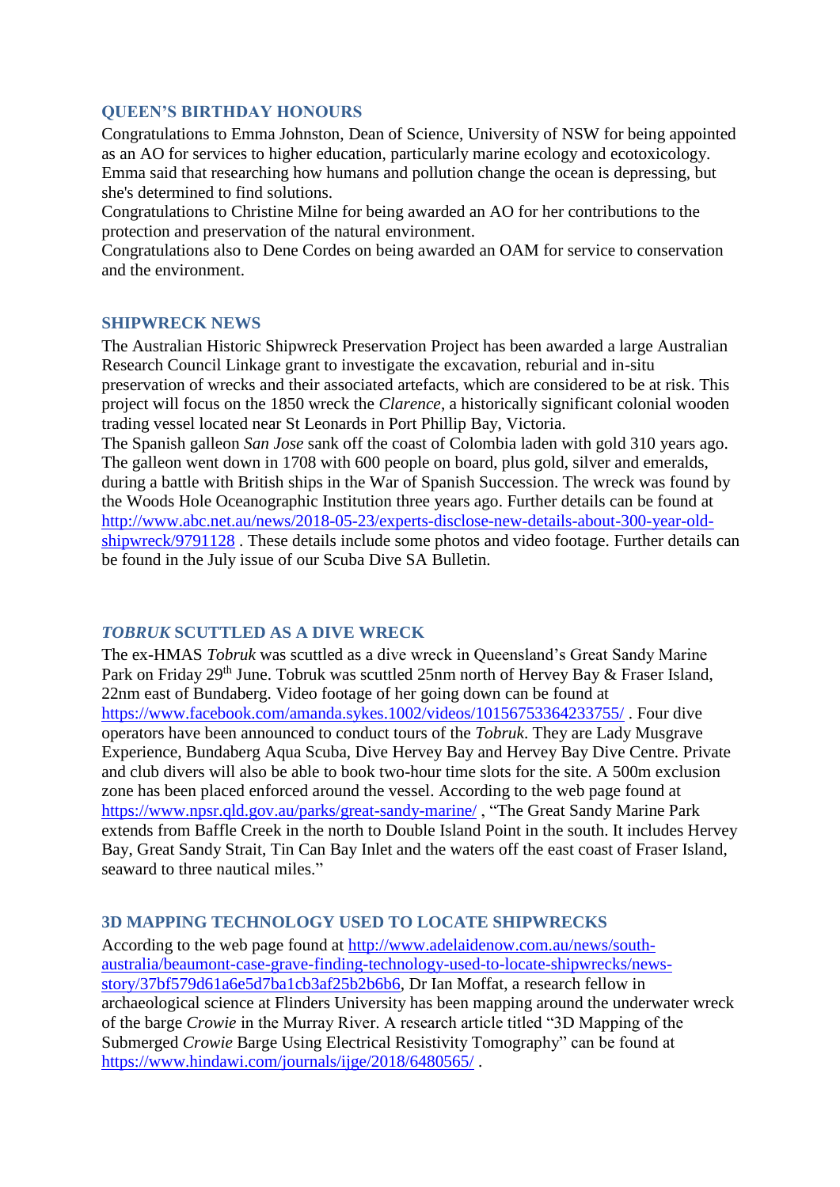## QUEEN'S BIRTHDAY HONOURS

Congratulations to Emma Johnston, Dean of Science, University of NSW for being appointed as an AO for services to higher education, particularly marine ecology and ecotoxicology. Emma said that researching how humans and pollution change the ocean is depressing, but she's determined to find solutions.

Congratulations to Christine Milne for being awarded an AO for her contributions to the protection and preservation of the natural environment.

Congratulations also to Dene Cordes on being awarded an OAM for service to conservation and the environment.

## SHIPWRECK NEWS

The Australian Historic Shipwreck Preservation Project has been awarded a large Australian Research Council Linkage grant to investigate the excavation, reburial and in-situ preservation of wrecks and their associated artefacts, which are considered to be at risk. This project will focus on the 1850 wreck the *Clarence*, a historically significant colonial wooden trading vessel located near St Leonards in Port Phillip Bay, Victoria.

The Spanish galleon *San Jose* sank off the coast of Colombia laden with gold 310 years ago. The galleon went down in 1708 with 600 people on board, plus gold, silver and emeralds, during a battle with British ships in the War of Spanish Succession. The wreck was found by the Woods Hole Oceanographic Institution three years ago. Further details can be found at http://www.abc.net.au/news/2018-05-23/experts-disclose-new-details-about-300-year-old-shipwreck/9791128 . These details include some photos and video footage. Further details can be found in the July issue of our Scuba Dive SA Bulletin.

## *TOBRUK* SCUTTLED AS A DIVE WRECK

The ex-HMAS *Tobruk* was scuttled as a dive wreck in Queensland's Great Sandy Marine Park on Friday 29th June. Tobruk was scuttled 25nm north of Hervey Bay & Fraser Island, 22nm east of Bundaberg. Video footage of her going down can be found at https://www.facebook.com/amanda.sykes.1002/videos/10156753364233755/ . Four dive operators have been announced to conduct tours of the *Tobruk*. They are Lady Musgrave Experience, Bundaberg Aqua Scuba, Dive Hervey Bay and Hervey Bay Dive Centre. Private and club divers will also be able to book two-hour time slots for the site. A 500m exclusion zone has been placed enforced around the vessel. According to the web page found at https://www.npsr.qld.gov.au/parks/great-sandy-marine/ , "The Great Sandy Marine Park extends from Baffle Creek in the north to Double Island Point in the south. It includes Hervey Bay, Great Sandy Strait, Tin Can Bay Inlet and the waters off the east coast of Fraser Island, seaward to three nautical miles."

## 3D MAPPING TECHNOLOGY USED TO LOCATE SHIPWRECKS

According to the web page found at http://www.adelaidenow.com.au/news/south-australia/beaumont-case-grave-finding-technology-used-to-locate-shipwrecks/news-story/37bf579d61a6e5d7ba1cb3af25b2b6b6, Dr Ian Moffat, a research fellow in archaeological science at Flinders University has been mapping around the underwater wreck of the barge *Crowie* in the Murray River. A research article titled "3D Mapping of the Submerged *Crowie* Barge Using Electrical Resistivity Tomography" can be found at https://www.hindawi.com/journals/ijge/2018/6480565/ .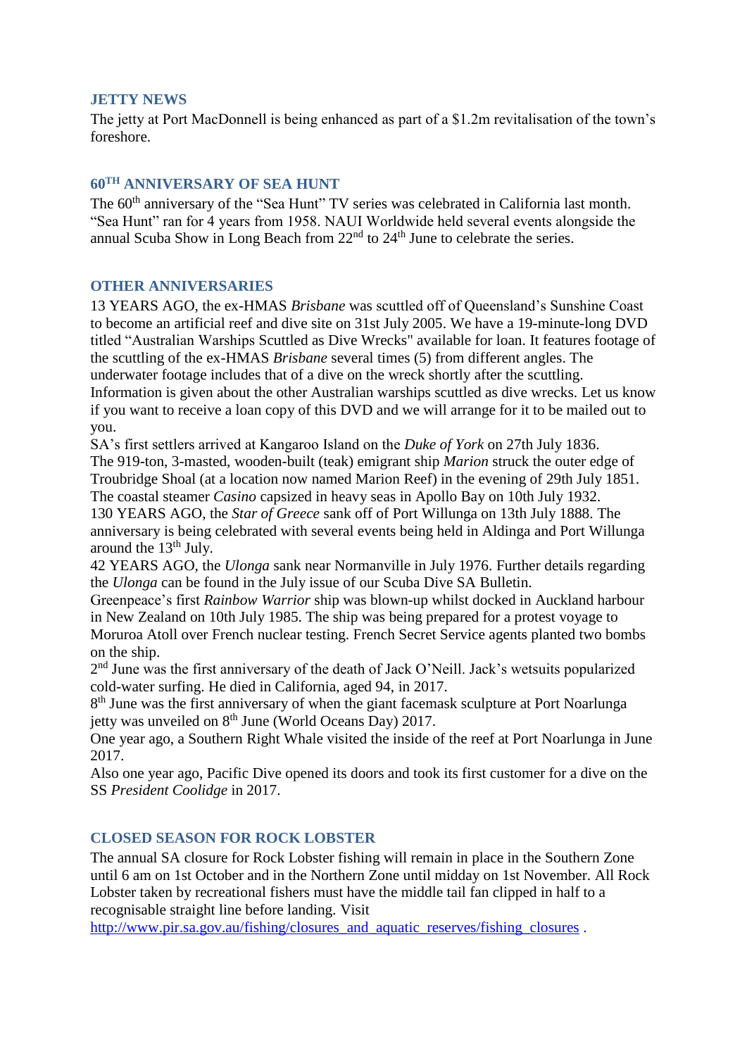## JETTY NEWS

The jetty at Port MacDonnell is being enhanced as part of a $1.2m revitalisation of the town's foreshore.

## 60TH ANNIVERSARY OF SEA HUNT

The 60th anniversary of the "Sea Hunt" TV series was celebrated in California last month. "Sea Hunt" ran for 4 years from 1958. NAUI Worldwide held several events alongside the annual Scuba Show in Long Beach from 22nd to 24th June to celebrate the series.

## OTHER ANNIVERSARIES

13 YEARS AGO, the ex-HMAS *Brisbane* was scuttled off of Queensland's Sunshine Coast to become an artificial reef and dive site on 31st July 2005. We have a 19-minute-long DVD titled "Australian Warships Scuttled as Dive Wrecks" available for loan. It features footage of the scuttling of the ex-HMAS *Brisbane* several times (5) from different angles. The underwater footage includes that of a dive on the wreck shortly after the scuttling. Information is given about the other Australian warships scuttled as dive wrecks. Let us know if you want to receive a loan copy of this DVD and we will arrange for it to be mailed out to you.

SA's first settlers arrived at Kangaroo Island on the *Duke of York* on 27th July 1836.

The 919-ton, 3-masted, wooden-built (teak) emigrant ship *Marion* struck the outer edge of Troubridge Shoal (at a location now named Marion Reef) in the evening of 29th July 1851.

The coastal steamer *Casino* capsized in heavy seas in Apollo Bay on 10th July 1932.

130 YEARS AGO, the *Star of Greece* sank off of Port Willunga on 13th July 1888. The anniversary is being celebrated with several events being held in Aldinga and Port Willunga around the 13th July.

42 YEARS AGO, the *Ulonga* sank near Normanville in July 1976. Further details regarding the *Ulonga* can be found in the July issue of our Scuba Dive SA Bulletin.

Greenpeace's first *Rainbow Warrior* ship was blown-up whilst docked in Auckland harbour in New Zealand on 10th July 1985. The ship was being prepared for a protest voyage to Moruroa Atoll over French nuclear testing. French Secret Service agents planted two bombs on the ship.

2nd June was the first anniversary of the death of Jack O'Neill. Jack's wetsuits popularized cold-water surfing. He died in California, aged 94, in 2017.

8th June was the first anniversary of when the giant facemask sculpture at Port Noarlunga jetty was unveiled on 8th June (World Oceans Day) 2017.

One year ago, a Southern Right Whale visited the inside of the reef at Port Noarlunga in June 2017.

Also one year ago, Pacific Dive opened its doors and took its first customer for a dive on the SS *President Coolidge* in 2017.

## CLOSED SEASON FOR ROCK LOBSTER

The annual SA closure for Rock Lobster fishing will remain in place in the Southern Zone until 6 am on 1st October and in the Northern Zone until midday on 1st November. All Rock Lobster taken by recreational fishers must have the middle tail fan clipped in half to a recognisable straight line before landing. Visit http://www.pir.sa.gov.au/fishing/closures_and_aquatic_reserves/fishing_closures .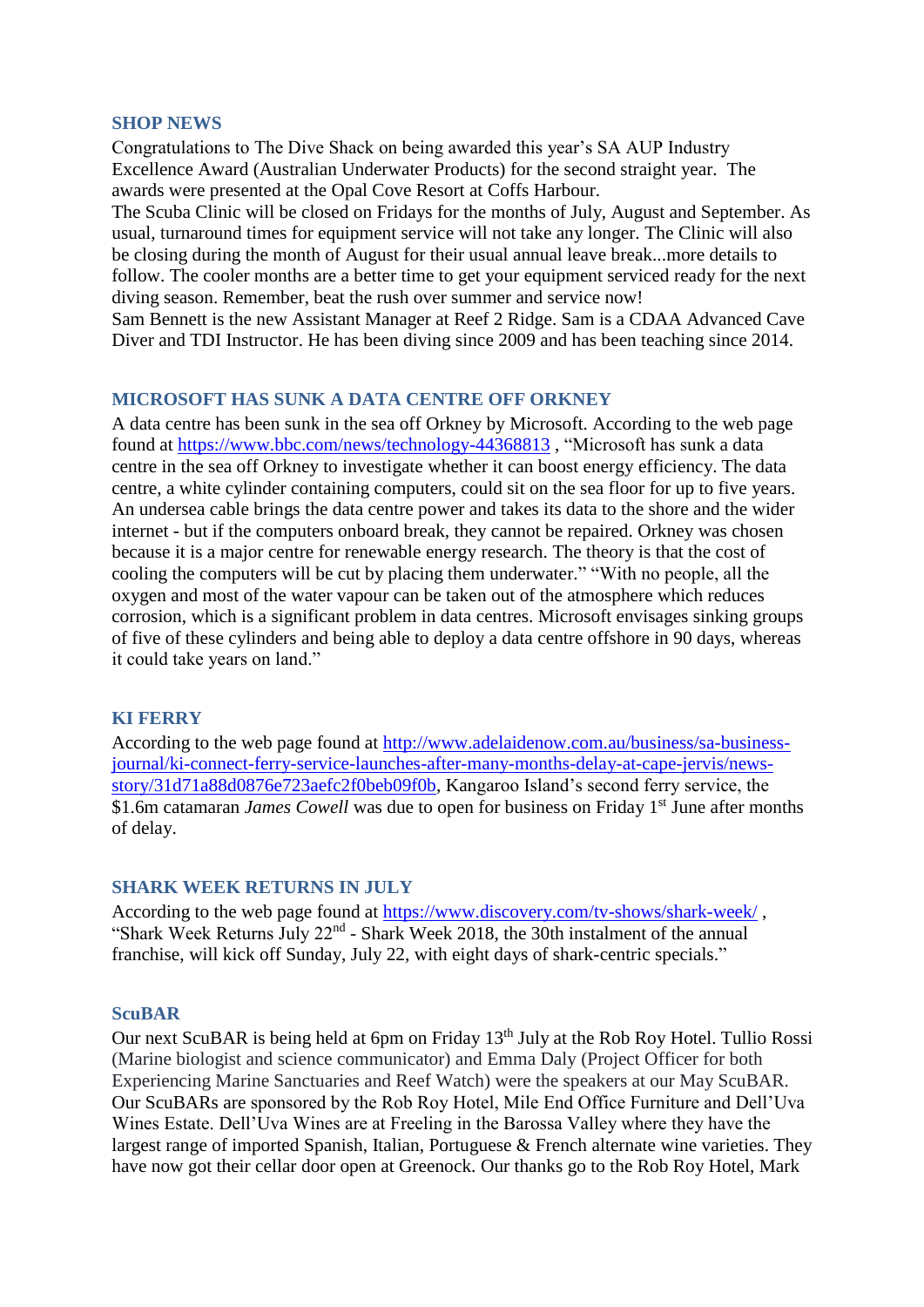## SHOP NEWS

Congratulations to The Dive Shack on being awarded this year's SA AUP Industry Excellence Award (Australian Underwater Products) for the second straight year. The awards were presented at the Opal Cove Resort at Coffs Harbour.

The Scuba Clinic will be closed on Fridays for the months of July, August and September. As usual, turnaround times for equipment service will not take any longer. The Clinic will also be closing during the month of August for their usual annual leave break...more details to follow. The cooler months are a better time to get your equipment serviced ready for the next diving season. Remember, beat the rush over summer and service now!

Sam Bennett is the new Assistant Manager at Reef 2 Ridge. Sam is a CDAA Advanced Cave Diver and TDI Instructor. He has been diving since 2009 and has been teaching since 2014.

## MICROSOFT HAS SUNK A DATA CENTRE OFF ORKNEY

A data centre has been sunk in the sea off Orkney by Microsoft. According to the web page found at https://bbc.com/news/technology-44368813 , "Microsoft has sunk a data centre in the sea off Orkney to investigate whether it can boost energy efficiency. The data centre, a white cylinder containing computers, could sit on the sea floor for up to five years. An undersea cable brings the data centre power and takes its data to the shore and the wider internet - but if the computers onboard break, they cannot be repaired. Orkney was chosen because it is a major centre for renewable energy research. The theory is that the cost of cooling the computers will be cut by placing them underwater." "With no people, all the oxygen and most of the water vapour can be taken out of the atmosphere which reduces corrosion, which is a significant problem in data centres. Microsoft envisages sinking groups of five of these cylinders and being able to deploy a data centre offshore in 90 days, whereas it could take years on land."

## KI FERRY

According to the web page found at http://www.adelaidenow.com.au/business/sa-business-journal/ki-connect-ferry-service-launches-after-many-months-delay-at-cape-jervis/news-story/31d71a88d0876e723aefc2f0beb09f0b, Kangaroo Island's second ferry service, the $1.6m catamaran *James Cowell* was due to open for business on Friday 1st June after months of delay.

## SHARK WEEK RETURNS IN JULY

According to the web page found at https://www.discovery.com/tv-shows/shark-week/ , "Shark Week Returns July 22nd - Shark Week 2018, the 30th instalment of the annual franchise, will kick off Sunday, July 22, with eight days of shark-centric specials."

## ScuBAR

Our next ScuBAR is being held at 6pm on Friday 13th July at the Rob Roy Hotel. Tullio Rossi (Marine biologist and science communicator) and Emma Daly (Project Officer for both Experiencing Marine Sanctuaries and Reef Watch) were the speakers at our May ScuBAR. Our ScuBARs are sponsored by the Rob Roy Hotel, Mile End Office Furniture and Dell'Uva Wines Estate. Dell'Uva Wines are at Freeling in the Barossa Valley where they have the largest range of imported Spanish, Italian, Portuguese & French alternate wine varieties. They have now got their cellar door open at Greenock. Our thanks go to the Rob Roy Hotel, Mark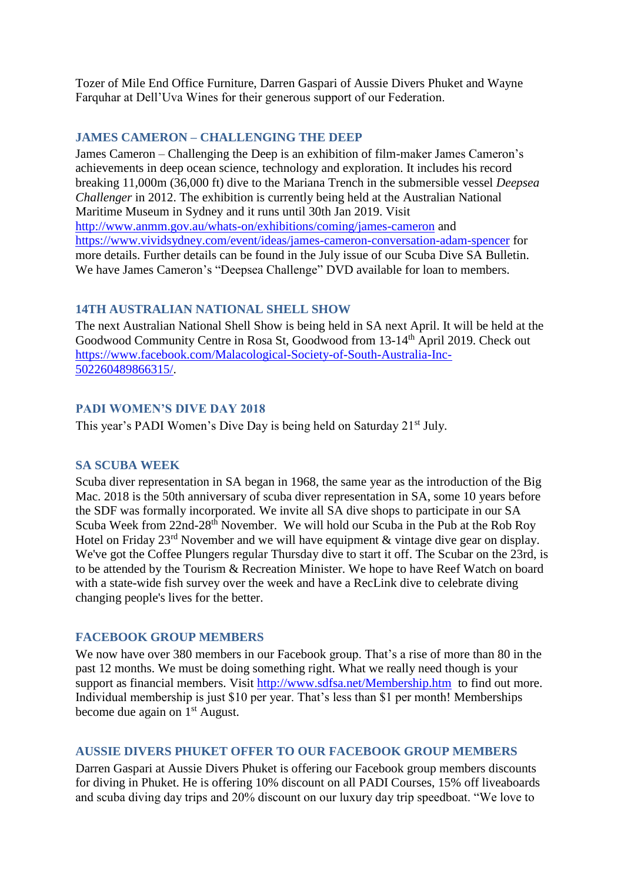Tozer of Mile End Office Furniture, Darren Gaspari of Aussie Divers Phuket and Wayne Farquhar at Dell'Uva Wines for their generous support of our Federation.

### JAMES CAMERON – CHALLENGING THE DEEP

James Cameron – Challenging the Deep is an exhibition of film-maker James Cameron's achievements in deep ocean science, technology and exploration. It includes his record breaking 11,000m (36,000 ft) dive to the Mariana Trench in the submersible vessel *Deepsea Challenger* in 2012. The exhibition is currently being held at the Australian National Maritime Museum in Sydney and it runs until 30th Jan 2019. Visit http://www.anmm.gov.au/whats-on/exhibitions/coming/james-cameron and https://www.vividsydney.com/event/ideas/james-cameron-conversation-adam-spencer for more details. Further details can be found in the July issue of our Scuba Dive SA Bulletin. We have James Cameron's "Deepsea Challenge" DVD available for loan to members.

### 14TH AUSTRALIAN NATIONAL SHELL SHOW

The next Australian National Shell Show is being held in SA next April. It will be held at the Goodwood Community Centre in Rosa St, Goodwood from 13-14th April 2019. Check out https://www.facebook.com/Malacological-Society-of-South-Australia-Inc-502260489866315/.

### PADI WOMEN'S DIVE DAY 2018

This year's PADI Women's Dive Day is being held on Saturday 21st July.

### SA SCUBA WEEK

Scuba diver representation in SA began in 1968, the same year as the introduction of the Big Mac. 2018 is the 50th anniversary of scuba diver representation in SA, some 10 years before the SDF was formally incorporated. We invite all SA dive shops to participate in our SA Scuba Week from 22nd-28th November. We will hold our Scuba in the Pub at the Rob Roy Hotel on Friday 23rd November and we will have equipment & vintage dive gear on display. We've got the Coffee Plungers regular Thursday dive to start it off. The Scubar on the 23rd, is to be attended by the Tourism & Recreation Minister. We hope to have Reef Watch on board with a state-wide fish survey over the week and have a RecLink dive to celebrate diving changing people's lives for the better.

### FACEBOOK GROUP MEMBERS

We now have over 380 members in our Facebook group. That's a rise of more than 80 in the past 12 months. We must be doing something right. What we really need though is your support as financial members. Visit http://www.sdfsa.net/Membership.htm to find out more. Individual membership is just $10 per year. That's less than $1 per month! Memberships become due again on 1st August.

### AUSSIE DIVERS PHUKET OFFER TO OUR FACEBOOK GROUP MEMBERS

Darren Gaspari at Aussie Divers Phuket is offering our Facebook group members discounts for diving in Phuket. He is offering 10% discount on all PADI Courses, 15% off liveaboards and scuba diving day trips and 20% discount on our luxury day trip speedboat. "We love to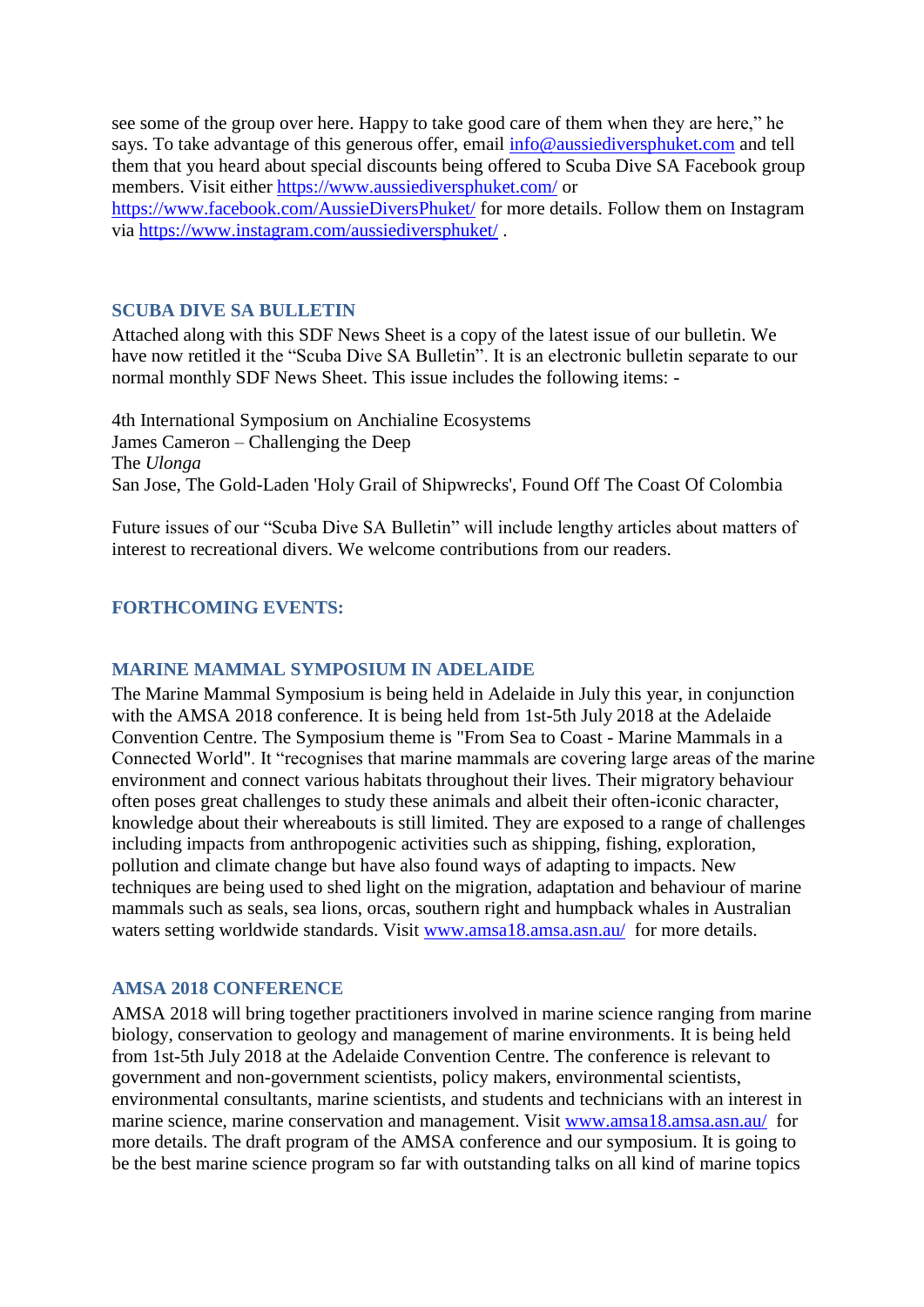see some of the group over here. Happy to take good care of them when they are here," he says. To take advantage of this generous offer, email info@aussiediversphuket.com and tell them that you heard about special discounts being offered to Scuba Dive SA Facebook group members. Visit either https://www.aussiediversphuket.com/ or https://www.facebook.com/AussieDiversPhuket/ for more details. Follow them on Instagram via https://www.instagram.com/aussiediversphuket/ .

### SCUBA DIVE SA BULLETIN

Attached along with this SDF News Sheet is a copy of the latest issue of our bulletin. We have now retitled it the "Scuba Dive SA Bulletin". It is an electronic bulletin separate to our normal monthly SDF News Sheet. This issue includes the following items: -

4th International Symposium on Anchialine Ecosystems
James Cameron – Challenging the Deep
The *Ulonga*
San Jose, The Gold-Laden 'Holy Grail of Shipwrecks', Found Off The Coast Of Colombia

Future issues of our "Scuba Dive SA Bulletin" will include lengthy articles about matters of interest to recreational divers. We welcome contributions from our readers.

### FORTHCOMING EVENTS:

### MARINE MAMMAL SYMPOSIUM IN ADELAIDE

The Marine Mammal Symposium is being held in Adelaide in July this year, in conjunction with the AMSA 2018 conference. It is being held from 1st-5th July 2018 at the Adelaide Convention Centre. The Symposium theme is "From Sea to Coast - Marine Mammals in a Connected World". It "recognises that marine mammals are covering large areas of the marine environment and connect various habitats throughout their lives. Their migratory behaviour often poses great challenges to study these animals and albeit their often-iconic character, knowledge about their whereabouts is still limited. They are exposed to a range of challenges including impacts from anthropogenic activities such as shipping, fishing, exploration, pollution and climate change but have also found ways of adapting to impacts. New techniques are being used to shed light on the migration, adaptation and behaviour of marine mammals such as seals, sea lions, orcas, southern right and humpback whales in Australian waters setting worldwide standards. Visit www.amsa18.amsa.asn.au/ for more details.

### AMSA 2018 CONFERENCE

AMSA 2018 will bring together practitioners involved in marine science ranging from marine biology, conservation to geology and management of marine environments. It is being held from 1st-5th July 2018 at the Adelaide Convention Centre. The conference is relevant to government and non-government scientists, policy makers, environmental scientists, environmental consultants, marine scientists, and students and technicians with an interest in marine science, marine conservation and management. Visit www.amsa18.amsa.asn.au/ for more details. The draft program of the AMSA conference and our symposium. It is going to be the best marine science program so far with outstanding talks on all kind of marine topics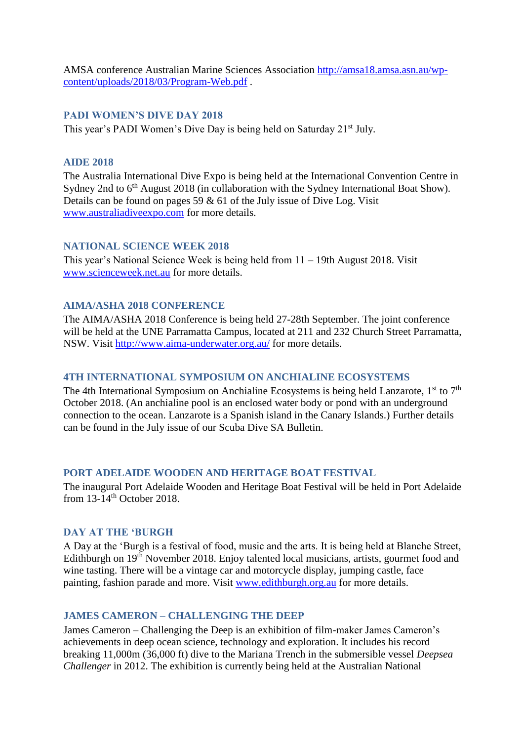AMSA conference Australian Marine Sciences Association http://amsa18.amsa.asn.au/wp-content/uploads/2018/03/Program-Web.pdf .

### PADI WOMEN'S DIVE DAY 2018

This year's PADI Women's Dive Day is being held on Saturday 21st July.

### AIDE 2018

The Australia International Dive Expo is being held at the International Convention Centre in Sydney 2nd to 6th August 2018 (in collaboration with the Sydney International Boat Show). Details can be found on pages 59 & 61 of the July issue of Dive Log. Visit www.australiadiveexpo.com for more details.

### NATIONAL SCIENCE WEEK 2018

This year's National Science Week is being held from 11 – 19th August 2018. Visit www.scienceweek.net.au for more details.

### AIMA/ASHA 2018 CONFERENCE

The AIMA/ASHA 2018 Conference is being held 27-28th September. The joint conference will be held at the UNE Parramatta Campus, located at 211 and 232 Church Street Parramatta, NSW. Visit http://www.aima-underwater.org.au/ for more details.

### 4TH INTERNATIONAL SYMPOSIUM ON ANCHIALINE ECOSYSTEMS

The 4th International Symposium on Anchialine Ecosystems is being held Lanzarote, 1st to 7th October 2018. (An anchialine pool is an enclosed water body or pond with an underground connection to the ocean. Lanzarote is a Spanish island in the Canary Islands.) Further details can be found in the July issue of our Scuba Dive SA Bulletin.

### PORT ADELAIDE WOODEN AND HERITAGE BOAT FESTIVAL

The inaugural Port Adelaide Wooden and Heritage Boat Festival will be held in Port Adelaide from 13-14th October 2018.

### DAY AT THE 'BURGH

A Day at the 'Burgh is a festival of food, music and the arts. It is being held at Blanche Street, Edithburgh on 19th November 2018. Enjoy talented local musicians, artists, gourmet food and wine tasting. There will be a vintage car and motorcycle display, jumping castle, face painting, fashion parade and more. Visit www.edithburgh.org.au for more details.

### JAMES CAMERON – CHALLENGING THE DEEP

James Cameron – Challenging the Deep is an exhibition of film-maker James Cameron's achievements in deep ocean science, technology and exploration. It includes his record breaking 11,000m (36,000 ft) dive to the Mariana Trench in the submersible vessel *Deepsea Challenger* in 2012. The exhibition is currently being held at the Australian National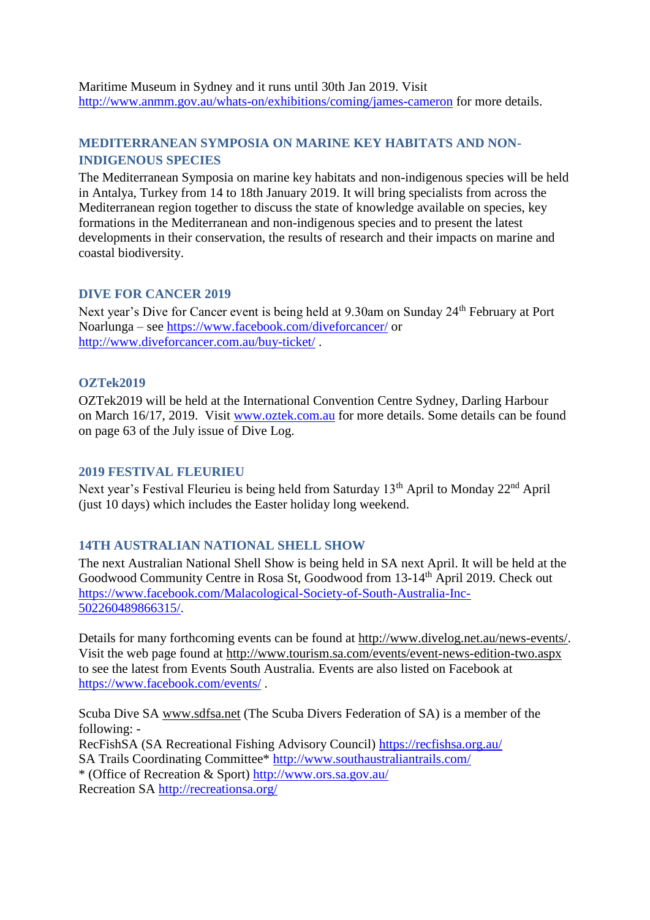Maritime Museum in Sydney and it runs until 30th Jan 2019. Visit http://www.anmm.gov.au/whats-on/exhibitions/coming/james-cameron for more details.

### MEDITERRANEAN SYMPOSIA ON MARINE KEY HABITATS AND NON-INDIGENOUS SPECIES

The Mediterranean Symposia on marine key habitats and non-indigenous species will be held in Antalya, Turkey from 14 to 18th January 2019. It will bring specialists from across the Mediterranean region together to discuss the state of knowledge available on species, key formations in the Mediterranean and non-indigenous species and to present the latest developments in their conservation, the results of research and their impacts on marine and coastal biodiversity.

### DIVE FOR CANCER 2019

Next year's Dive for Cancer event is being held at 9.30am on Sunday 24th February at Port Noarlunga – see https://www.facebook.com/diveforcancer/ or http://www.diveforcancer.com.au/buy-ticket/ .

### OZTek2019

OZTek2019 will be held at the International Convention Centre Sydney, Darling Harbour on March 16/17, 2019. Visit www.oztek.com.au for more details. Some details can be found on page 63 of the July issue of Dive Log.

### 2019 FESTIVAL FLEURIEU

Next year's Festival Fleurieu is being held from Saturday 13th April to Monday 22nd April (just 10 days) which includes the Easter holiday long weekend.

### 14TH AUSTRALIAN NATIONAL SHELL SHOW

The next Australian National Shell Show is being held in SA next April. It will be held at the Goodwood Community Centre in Rosa St, Goodwood from 13-14th April 2019. Check out https://www.facebook.com/Malacological-Society-of-South-Australia-Inc-502260489866315/.

Details for many forthcoming events can be found at http://www.divelog.net.au/news-events/. Visit the web page found at http://www.tourism.sa.com/events/event-news-edition-two.aspx to see the latest from Events South Australia. Events are also listed on Facebook at https://www.facebook.com/events/ .

Scuba Dive SA www.sdfsa.net (The Scuba Divers Federation of SA) is a member of the following: -
RecFishSA (SA Recreational Fishing Advisory Council) https://recfishsa.org.au/
SA Trails Coordinating Committee* http://www.southaustraliantrails.com/
* (Office of Recreation & Sport) http://www.ors.sa.gov.au/
Recreation SA http://recreationsa.org/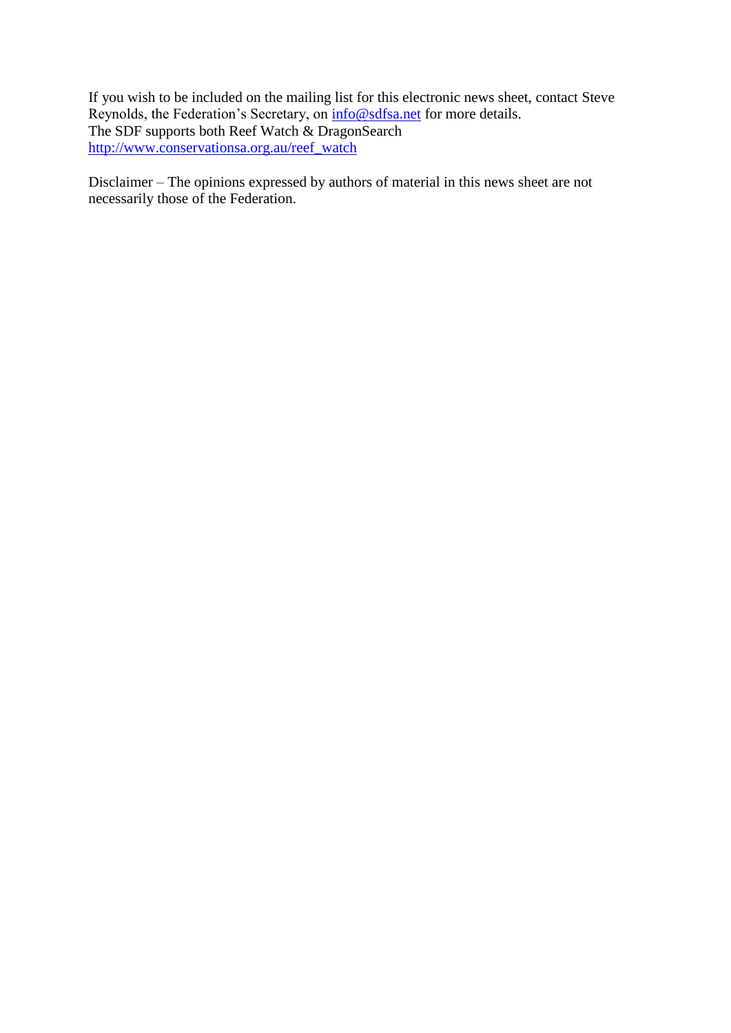If you wish to be included on the mailing list for this electronic news sheet, contact Steve Reynolds, the Federation's Secretary, on [info@sdfsa.net](mailto:info@sdfsa.net) for more details.
The SDF supports both Reef Watch & DragonSearch
[http://www.conservationsa.org.au/reef_watch](http://www.conservationsa.org.au/reef_watch)

Disclaimer – The opinions expressed by authors of material in this news sheet are not necessarily those of the Federation.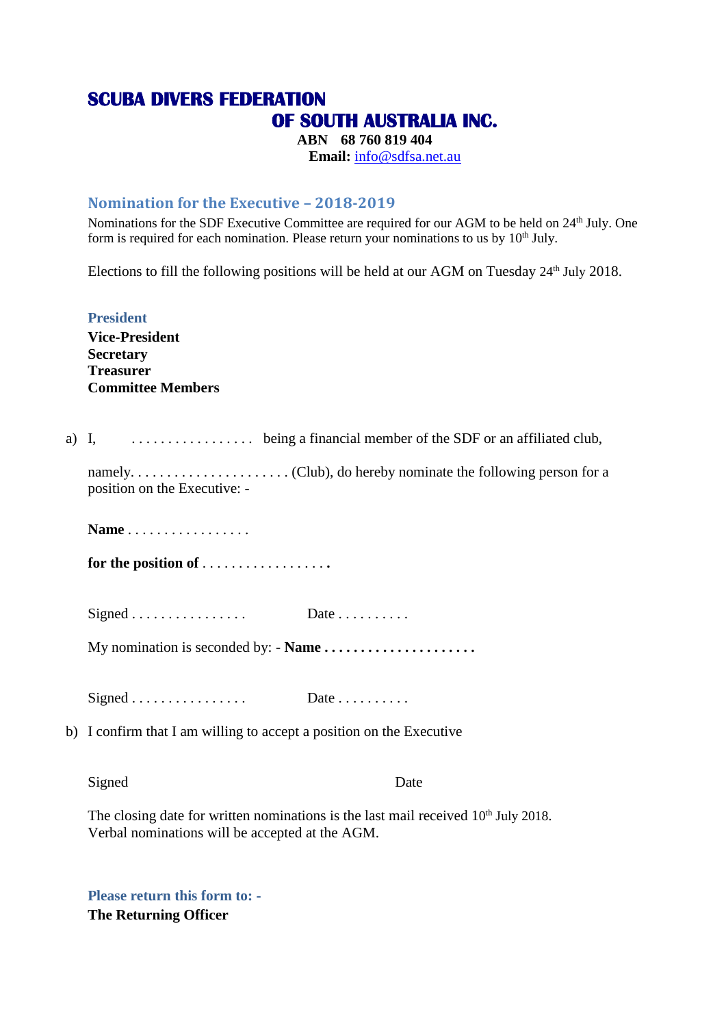# SCUBA DIVERS FEDERATION
# OF SOUTH AUSTRALIA INC.

**ABN 68 760 819 404**
**Email:** info@sdfsa.net.au

## Nomination for the Executive – 2018-2019

Nominations for the SDF Executive Committee are required for our AGM to be held on 24th July. One form is required for each nomination. Please return your nominations to us by 10th July.

Elections to fill the following positions will be held at our AGM on Tuesday 24th July 2018.

**President**
**Vice-President**
**Secretary**
**Treasurer**
**Committee Members**

a) I, . . . . . . . . . . . . . . . . . being a financial member of the SDF or an affiliated club,

namely. . . . . . . . . . . . . . . . . . . . . . (Club), do hereby nominate the following person for a position on the Executive: -

**Name** . . . . . . . . . . . . . . . . .

**for the position of** . . . . . . . . . . . . . . . . . .

Signed . . . . . . . . . . . . . . . . Date . . . . . . . . . .

My nomination is seconded by: - **Name . . . . . . . . . . . . . . . . . . . . .**

Signed . . . . . . . . . . . . . . . . Date . . . . . . . . . .

b) I confirm that I am willing to accept a position on the Executive

Signed Date

The closing date for written nominations is the last mail received 10th July 2018.
Verbal nominations will be accepted at the AGM.

**Please return this form to: -**
**The Returning Officer**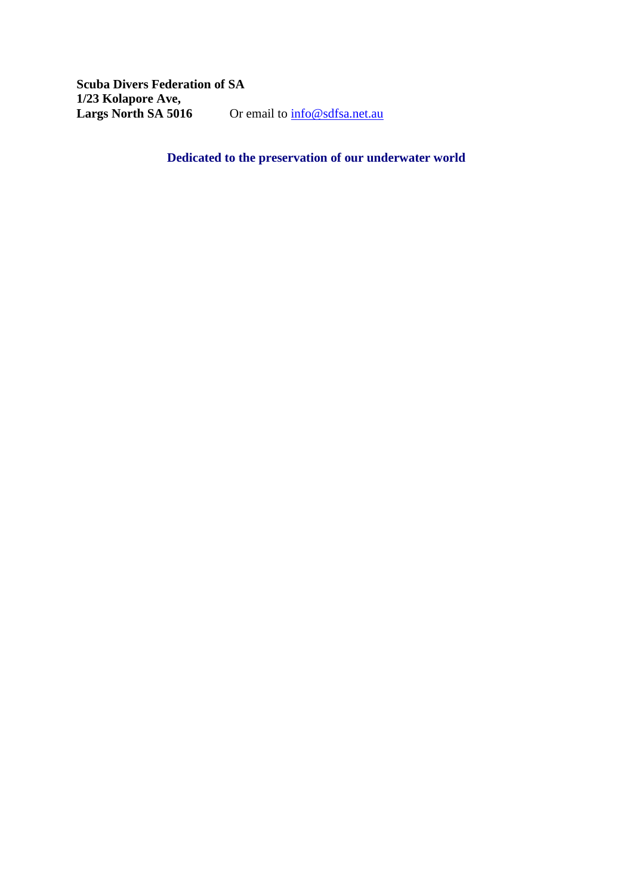**Scuba Divers Federation of SA**
**1/23 Kolapore Ave,**
**Largs North SA 5016** Or email to info@sdfsa.net.au

**Dedicated to the preservation of our underwater world**